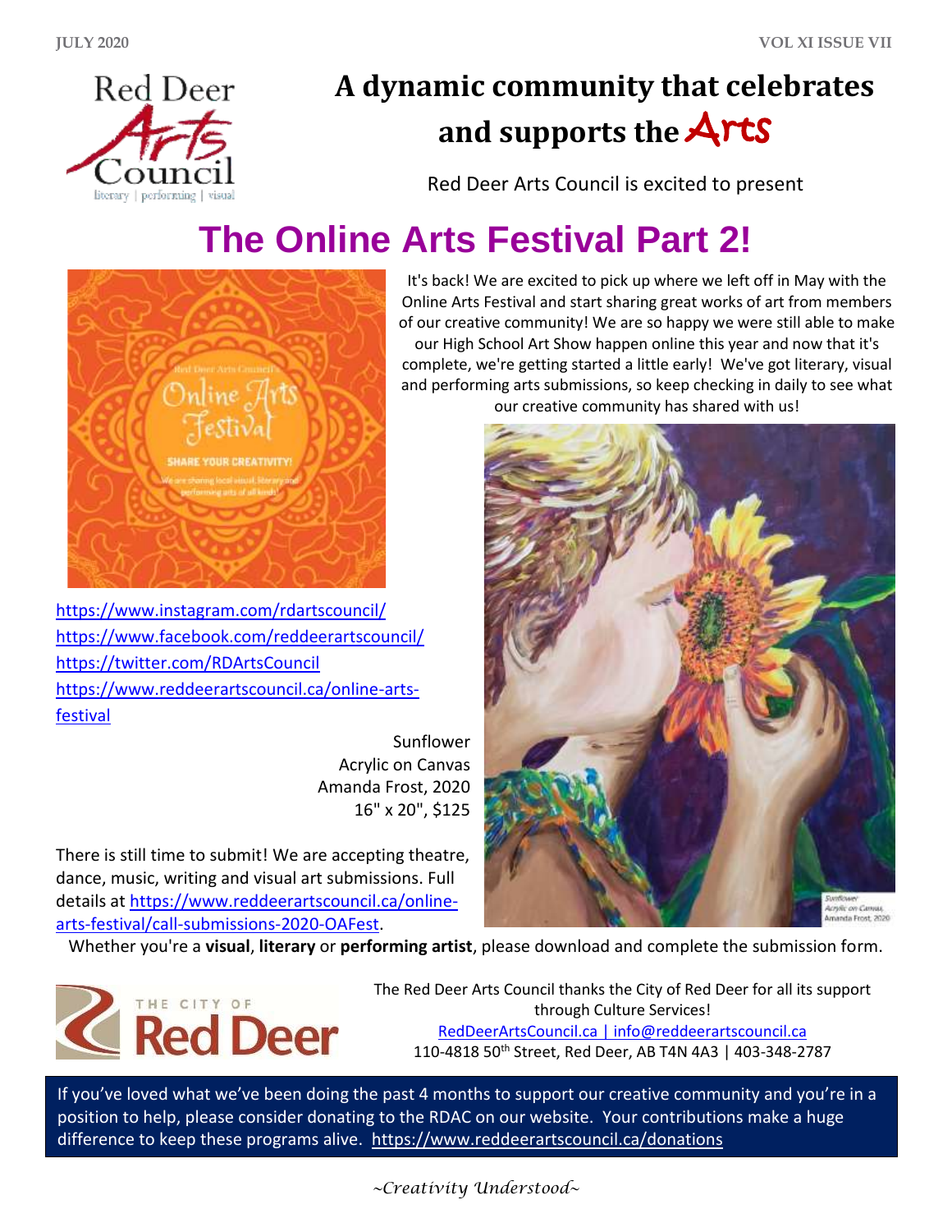# A dynamic community that celebrates and supports the Arts

Red Deer Arts Council is excited to present

# The Online Arts Festival Part 2!

It's back! We are excited to pick up where we left off in May with the Online Arts Festival and start sharing great works of art from members of our creative community! We are so happy we were still able to make our High School Art Show happen online this year and now that it's complete, we're getting started a little early! We've got literary, visual and performing arts submissions, so keep checking in daily to see what our creative community has shared with us!

https://www.instagram.com/rdartscouncil/
https://www.facebook.com/reddeerartscouncil/
https://twitter.com/RDArtsCouncil
https://www.reddeerartscouncil.ca/online-arts-festival

Sunflower
Acrylic on Canvas
Amanda Frost, 2020
16" x 20", $125

There is still time to submit! We are accepting theatre, dance, music, writing and visual art submissions. Full details at https://www.reddeerartscouncil.ca/online-arts-festival/call-submissions-2020-OAFest.

Whether you're a **visual**, **literary** or **performing artist**, please download and complete the submission form.

The Red Deer Arts Council thanks the City of Red Deer for all its support through Culture Services!
RedDeerArtsCouncil.ca | info@reddeerartscouncil.ca
110-4818 50th Street, Red Deer, AB T4N 4A3 | 403-348-2787

If you've loved what we've been doing the past 4 months to support our creative community and you're in a position to help, please consider donating to the RDAC on our website. Your contributions make a huge difference to keep these programs alive. https://www.reddeerartscouncil.ca/donations

*~Creativity Understood~*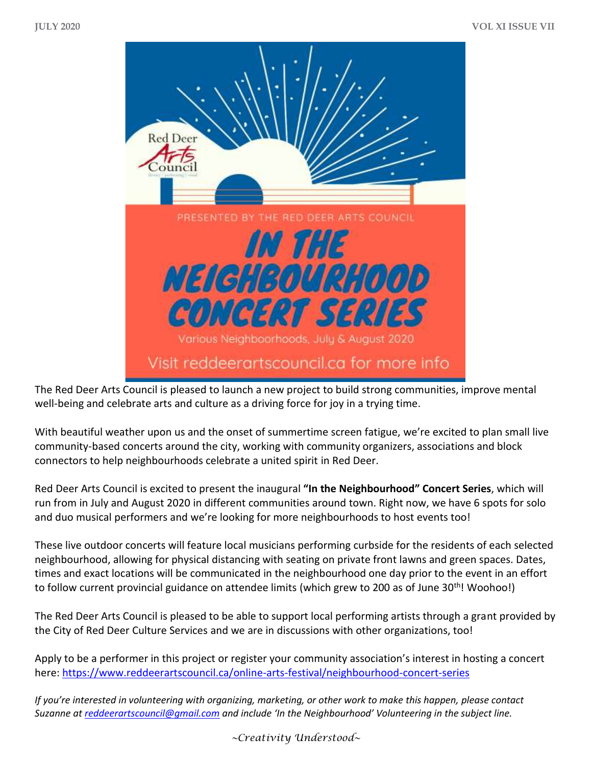The Red Deer Arts Council is pleased to launch a new project to build strong communities, improve mental well-being and celebrate arts and culture as a driving force for joy in a trying time.

With beautiful weather upon us and the onset of summertime screen fatigue, we're excited to plan small live community-based concerts around the city, working with community organizers, associations and block connectors to help neighbourhoods celebrate a united spirit in Red Deer.

Red Deer Arts Council is excited to present the inaugural **"In the Neighbourhood" Concert Series**, which will run from in July and August 2020 in different communities around town. Right now, we have 6 spots for solo and duo musical performers and we're looking for more neighbourhoods to host events too!

These live outdoor concerts will feature local musicians performing curbside for the residents of each selected neighbourhood, allowing for physical distancing with seating on private front lawns and green spaces. Dates, times and exact locations will be communicated in the neighbourhood one day prior to the event in an effort to follow current provincial guidance on attendee limits (which grew to 200 as of June 30th! Woohoo!)

The Red Deer Arts Council is pleased to be able to support local performing artists through a grant provided by the City of Red Deer Culture Services and we are in discussions with other organizations, too!

Apply to be a performer in this project or register your community association's interest in hosting a concert here: https://www.reddeerartscouncil.ca/online-arts-festival/neighbourhood-concert-series

*If you're interested in volunteering with organizing, marketing, or other work to make this happen, please contact Suzanne at reddeerartscouncil@gmail.com and include 'In the Neighbourhood' Volunteering in the subject line.*

*~Creativity Understood~*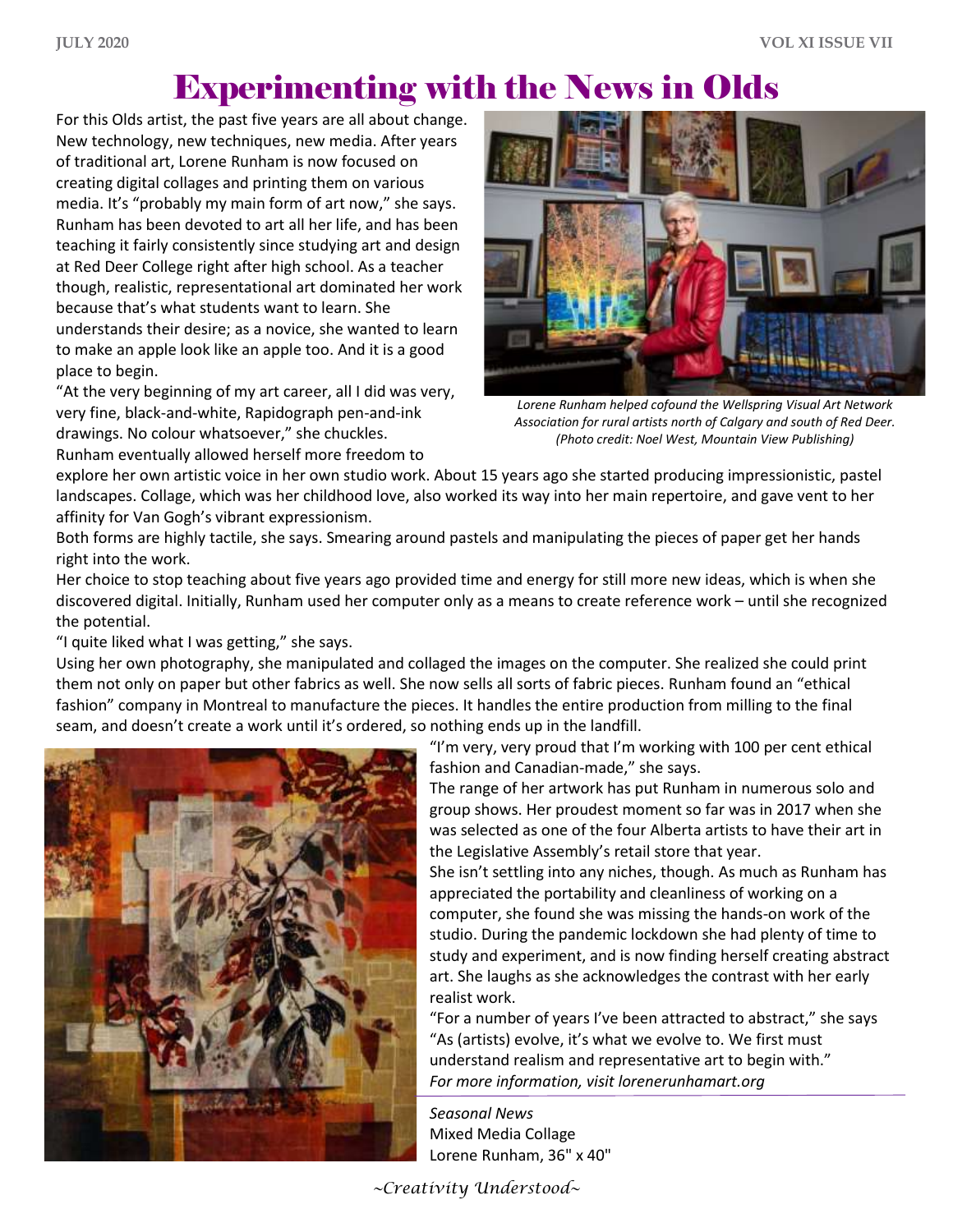# Experimenting with the News in Olds

For this Olds artist, the past five years are all about change. New technology, new techniques, new media. After years of traditional art, Lorene Runham is now focused on creating digital collages and printing them on various media. It's "probably my main form of art now," she says. Runham has been devoted to art all her life, and has been teaching it fairly consistently since studying art and design at Red Deer College right after high school. As a teacher though, realistic, representational art dominated her work because that's what students want to learn. She understands their desire; as a novice, she wanted to learn to make an apple look like an apple too. And it is a good place to begin.

"At the very beginning of my art career, all I did was very, very fine, black-and-white, Rapidograph pen-and-ink drawings. No colour whatsoever," she chuckles.

*Lorene Runham helped cofound the Wellspring Visual Art Network Association for rural artists north of Calgary and south of Red Deer. (Photo credit: Noel West, Mountain View Publishing)*

Runham eventually allowed herself more freedom to explore her own artistic voice in her own studio work. About 15 years ago she started producing impressionistic, pastel landscapes. Collage, which was her childhood love, also worked its way into her main repertoire, and gave vent to her affinity for Van Gogh's vibrant expressionism.

Both forms are highly tactile, she says. Smearing around pastels and manipulating the pieces of paper get her hands right into the work.

Her choice to stop teaching about five years ago provided time and energy for still more new ideas, which is when she discovered digital. Initially, Runham used her computer only as a means to create reference work – until she recognized the potential.

"I quite liked what I was getting," she says.

Using her own photography, she manipulated and collaged the images on the computer. She realized she could print them not only on paper but other fabrics as well. She now sells all sorts of fabric pieces. Runham found an "ethical fashion" company in Montreal to manufacture the pieces. It handles the entire production from milling to the final seam, and doesn't create a work until it's ordered, so nothing ends up in the landfill.

"I'm very, very proud that I'm working with 100 per cent ethical fashion and Canadian-made," she says.

The range of her artwork has put Runham in numerous solo and group shows. Her proudest moment so far was in 2017 when she was selected as one of the four Alberta artists to have their art in the Legislative Assembly's retail store that year.

She isn't settling into any niches, though. As much as Runham has appreciated the portability and cleanliness of working on a computer, she found she was missing the hands-on work of the studio. During the pandemic lockdown she had plenty of time to study and experiment, and is now finding herself creating abstract art. She laughs as she acknowledges the contrast with her early realist work.

"For a number of years I've been attracted to abstract," she says "As (artists) evolve, it's what we evolve to. We first must understand realism and representative art to begin with."

*For more information, visit lorenerunhamart.org*

*Seasonal News*
Mixed Media Collage
Lorene Runham, 36" x 40"

~Creativity Understood~